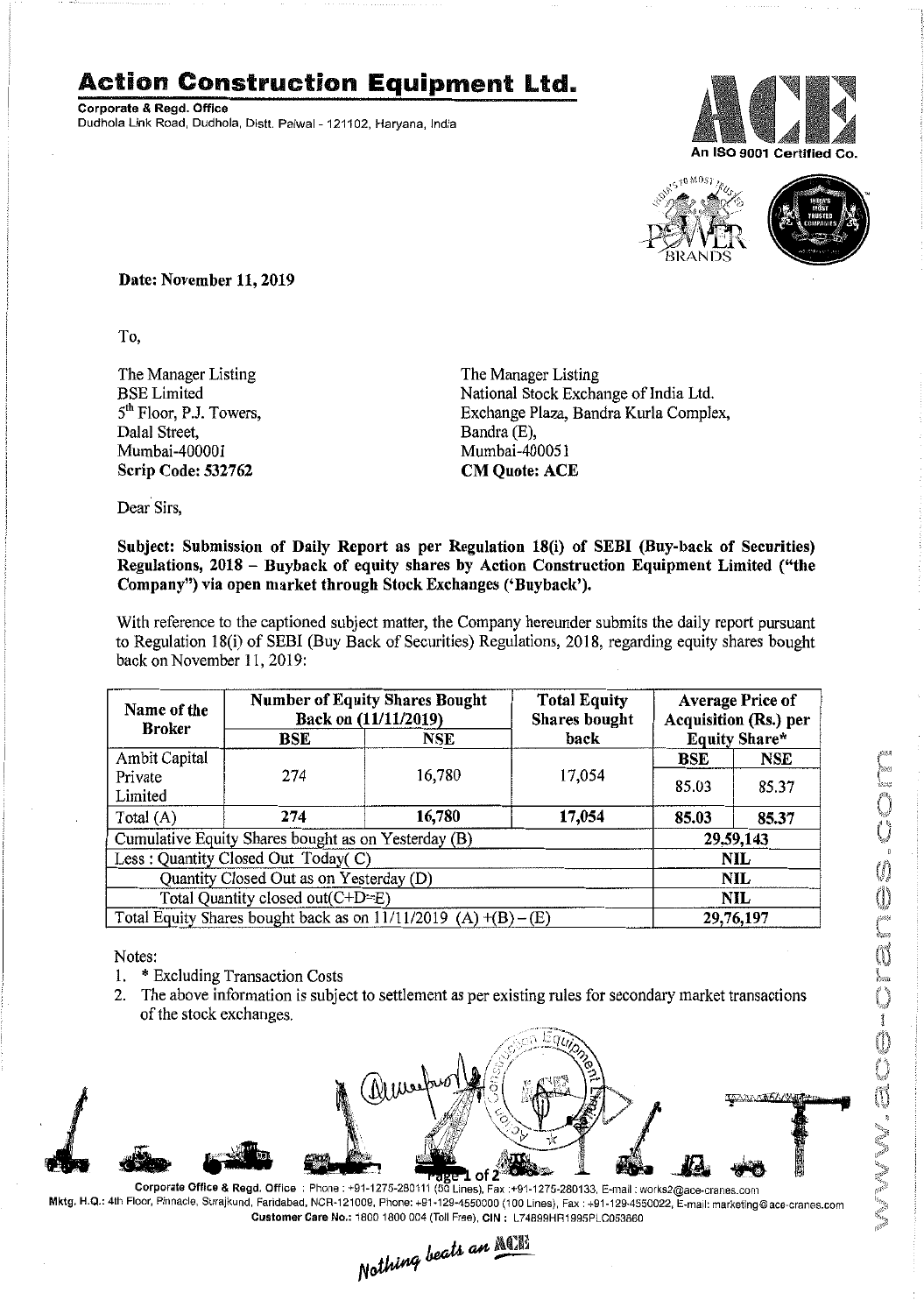# Action Construction Equipment Ltd.

**Corporate & Regd. Office**
Dudhola Link Road, Dudhola, Distt. Palwal - 121102, Haryana, India

An ISO 9001 Certified Co.

**Date: November 11, 2019**

To,

The Manager Listing
BSE Limited
5th Floor, P.J. Towers,
Dalal Street,
Mumbai-400001
**Scrip Code: 532762**

The Manager Listing
National Stock Exchange of India Ltd.
Exchange Plaza, Bandra Kurla Complex,
Bandra (E),
Mumbai-400051
**CM Quote: ACE**

Dear Sirs,

**Subject: Submission of Daily Report as per Regulation 18(i) of SEBI (Buy-back of Securities) Regulations, 2018 – Buyback of equity shares by Action Construction Equipment Limited ("the Company") via open market through Stock Exchanges ('Buyback').**

With reference to the captioned subject matter, the Company hereunder submits the daily report pursuant to Regulation 18(i) of SEBI (Buy Back of Securities) Regulations, 2018, regarding equity shares bought back on November 11, 2019:

| Name of the Broker | Number of Equity Shares Bought Back on (11/11/2019) | | Total Equity Shares bought back | Average Price of Acquisition (Rs.) per Equity Share* | |
|---|---|---|---|---|---|
| | BSE | NSE | | BSE | NSE |
| Ambit Capital Private Limited | 274 | 16,780 | 17,054 | 85.03 | 85.37 |
| Total (A) | **274** | **16,780** | **17,054** | **85.03** | **85.37** |
| Cumulative Equity Shares bought as on Yesterday (B) | | | | **29,59,143** | |
| Less : Quantity Closed Out Today( C) | | | | **NIL** | |
| Quantity Closed Out as on Yesterday (D) | | | | **NIL** | |
| Total Quantity closed out(C+D=E) | | | | **NIL** | |
| Total Equity Shares bought back as on 11/11/2019 (A) +(B) – (E) | | | | **29,76,197** | |

Notes:

1. * Excluding Transaction Costs
2. The above information is subject to settlement as per existing rules for secondary market transactions of the stock exchanges.

**Corporate Office & Regd. Office** : Phone : +91-1275-280111 (50 Lines), Fax :+91-1275-280133, E-mail : works2@ace-cranes.com
**Mktg. H.Q.:** 4th Floor, Pinnacle, Surajkund, Faridabad, NCR-121009, Phone: +91-129-4550000 (100 Lines), Fax : +91-129-4550022, E-mail: marketing@ace-cranes.com
**Customer Care No.:** 1800 1800 004 (Toll Free), **CIN :** L74899HR1995PLC053860

*Nothing beats an ACE*

www.ace-cranes.com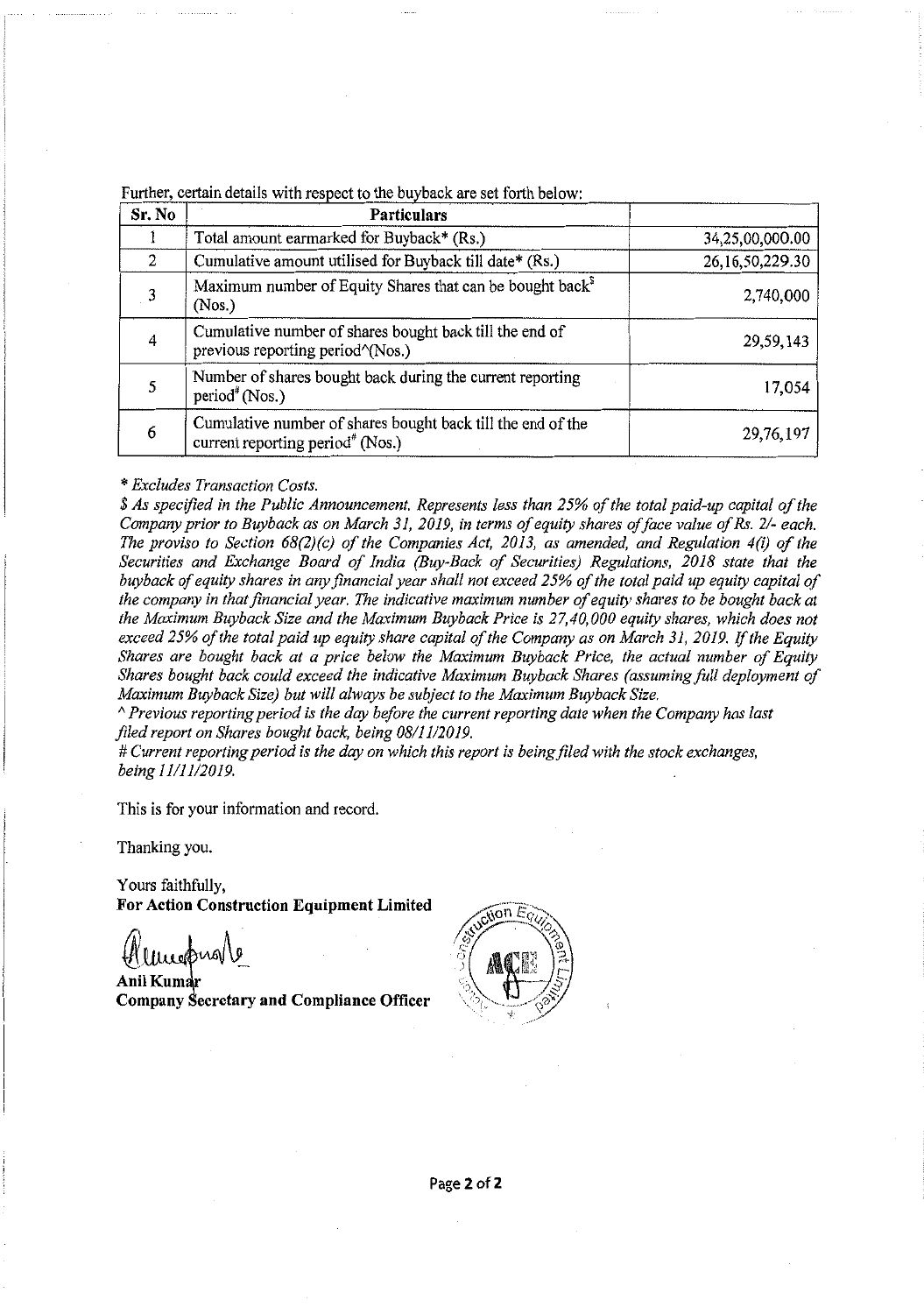Further, certain details with respect to the buyback are set forth below:

| Sr. No | Particulars | |
|---|---|---|
| 1 | Total amount earmarked for Buyback* (Rs.) | 34,25,00,000.00 |
| 2 | Cumulative amount utilised for Buyback till date* (Rs.) | 26,16,50,229.30 |
| 3 | Maximum number of Equity Shares that can be bought back$ (Nos.) | 2,740,000 |
| 4 | Cumulative number of shares bought back till the end of previous reporting period^(Nos.) | 29,59,143 |
| 5 | Number of shares bought back during the current reporting period# (Nos.) | 17,054 |
| 6 | Cumulative number of shares bought back till the end of the current reporting period# (Nos.) | 29,76,197 |

*\* Excludes Transaction Costs.*

*$ As specified in the Public Announcement. Represents less than 25% of the total paid-up capital of the Company prior to Buyback as on March 31, 2019, in terms of equity shares of face value of Rs. 2/- each. The proviso to Section 68(2)(c) of the Companies Act, 2013, as amended, and Regulation 4(i) of the Securities and Exchange Board of India (Buy-Back of Securities) Regulations, 2018 state that the buyback of equity shares in any financial year shall not exceed 25% of the total paid up equity capital of the company in that financial year. The indicative maximum number of equity shares to be bought back at the Maximum Buyback Size and the Maximum Buyback Price is 27,40,000 equity shares, which does not exceed 25% of the total paid up equity share capital of the Company as on March 31, 2019. If the Equity Shares are bought back at a price below the Maximum Buyback Price, the actual number of Equity Shares bought back could exceed the indicative Maximum Buyback Shares (assuming full deployment of Maximum Buyback Size) but will always be subject to the Maximum Buyback Size.*

*^ Previous reporting period is the day before the current reporting date when the Company has last filed report on Shares bought back, being 08/11/2019.*

*# Current reporting period is the day on which this report is being filed with the stock exchanges, being 11/11/2019.*

This is for your information and record.

Thanking you.

Yours faithfully,

**For Action Construction Equipment Limited**

**Anil Kumar**

**Company Secretary and Compliance Officer**